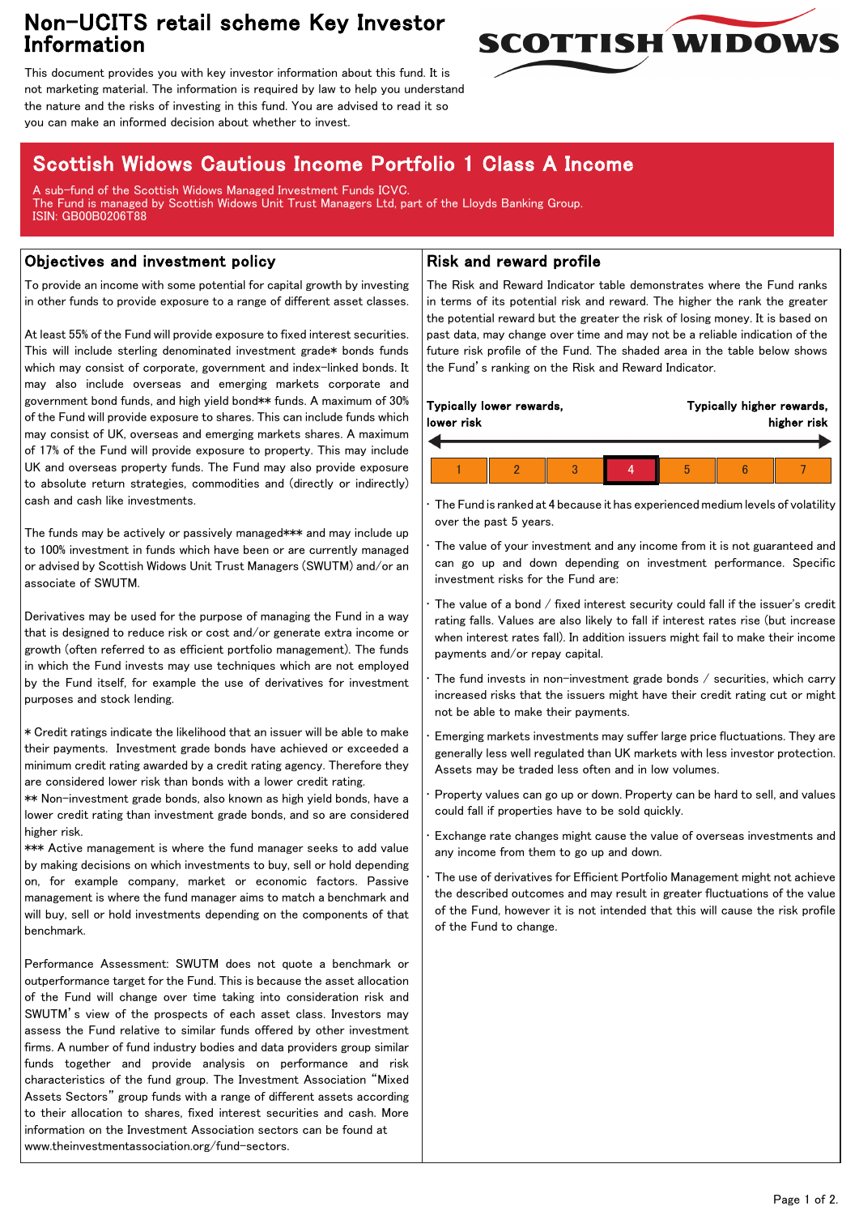# Non-UCITS retail scheme Key Investor Information

This document provides you with key investor information about this fund. It is not marketing material. The information is required by law to help you understand the nature and the risks of investing in this fund. You are advised to read it so you can make an informed decision about whether to invest.

## Scottish Widows Cautious Income Portfolio 1 Class A Income

A sub-fund of the Scottish Widows Managed Investment Funds ICVC.
The Fund is managed by Scottish Widows Unit Trust Managers Ltd, part of the Lloyds Banking Group.
ISIN: GB00B0206T88

## Objectives and investment policy

To provide an income with some potential for capital growth by investing in other funds to provide exposure to a range of different asset classes.

At least 55% of the Fund will provide exposure to fixed interest securities. This will include sterling denominated investment grade* bonds funds which may consist of corporate, government and index-linked bonds. It may also include overseas and emerging markets corporate and government bond funds, and high yield bond** funds. A maximum of 30% of the Fund will provide exposure to shares. This can include funds which may consist of UK, overseas and emerging markets shares. A maximum of 17% of the Fund will provide exposure to property. This may include UK and overseas property funds. The Fund may also provide exposure to absolute return strategies, commodities and (directly or indirectly) cash and cash like investments.

The funds may be actively or passively managed*** and may include up to 100% investment in funds which have been or are currently managed or advised by Scottish Widows Unit Trust Managers (SWUTM) and/or an associate of SWUTM.

Derivatives may be used for the purpose of managing the Fund in a way that is designed to reduce risk or cost and/or generate extra income or growth (often referred to as efficient portfolio management). The funds in which the Fund invests may use techniques which are not employed by the Fund itself, for example the use of derivatives for investment purposes and stock lending.

* Credit ratings indicate the likelihood that an issuer will be able to make their payments. Investment grade bonds have achieved or exceeded a minimum credit rating awarded by a credit rating agency. Therefore they are considered lower risk than bonds with a lower credit rating.
** Non-investment grade bonds, also known as high yield bonds, have a lower credit rating than investment grade bonds, and so are considered higher risk.
*** Active management is where the fund manager seeks to add value by making decisions on which investments to buy, sell or hold depending on, for example company, market or economic factors. Passive management is where the fund manager aims to match a benchmark and will buy, sell or hold investments depending on the components of that benchmark.

Performance Assessment: SWUTM does not quote a benchmark or outperformance target for the Fund. This is because the asset allocation of the Fund will change over time taking into consideration risk and SWUTM's view of the prospects of each asset class. Investors may assess the Fund relative to similar funds offered by other investment firms. A number of fund industry bodies and data providers group similar funds together and provide analysis on performance and risk characteristics of the fund group. The Investment Association "Mixed Assets Sectors" group funds with a range of different assets according to their allocation to shares, fixed interest securities and cash. More information on the Investment Association sectors can be found at www.theinvestmentassociation.org/fund-sectors.

## Risk and reward profile

The Risk and Reward Indicator table demonstrates where the Fund ranks in terms of its potential risk and reward. The higher the rank the greater the potential reward but the greater the risk of losing money. It is based on past data, may change over time and may not be a reliable indication of the future risk profile of the Fund. The shaded area in the table below shows the Fund's ranking on the Risk and Reward Indicator.

**Typically lower rewards, lower risk** ← → **Typically higher rewards, higher risk**

| 1 | 2 | 3 | **4** | 5 | 6 | 7 |
|---|---|---|---|---|---|---|

- The Fund is ranked at 4 because it has experienced medium levels of volatility over the past 5 years.
- The value of your investment and any income from it is not guaranteed and can go up and down depending on investment performance. Specific investment risks for the Fund are:
- The value of a bond / fixed interest security could fall if the issuer's credit rating falls. Values are also likely to fall if interest rates rise (but increase when interest rates fall). In addition issuers might fail to make their income payments and/or repay capital.
- The fund invests in non-investment grade bonds / securities, which carry increased risks that the issuers might have their credit rating cut or might not be able to make their payments.
- Emerging markets investments may suffer large price fluctuations. They are generally less well regulated than UK markets with less investor protection. Assets may be traded less often and in low volumes.
- Property values can go up or down. Property can be hard to sell, and values could fall if properties have to be sold quickly.
- Exchange rate changes might cause the value of overseas investments and any income from them to go up and down.
- The use of derivatives for Efficient Portfolio Management might not achieve the described outcomes and may result in greater fluctuations of the value of the Fund, however it is not intended that this will cause the risk profile of the Fund to change.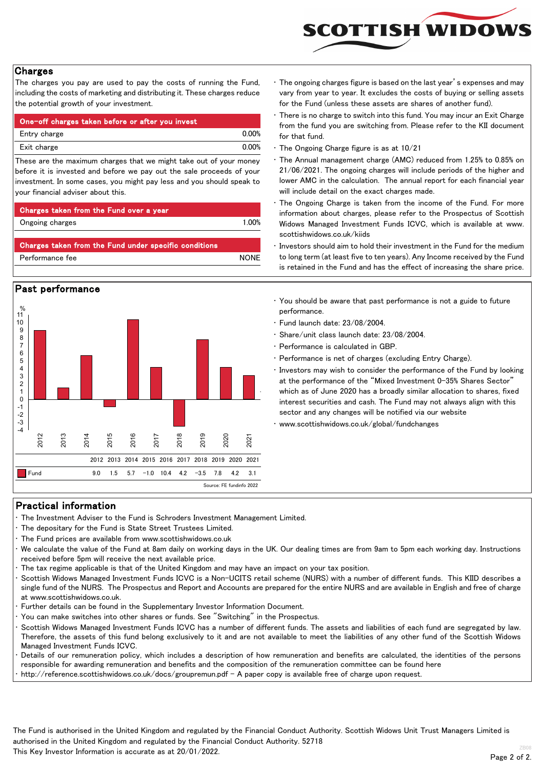## Charges

The charges you pay are used to pay the costs of running the Fund, including the costs of marketing and distributing it. These charges reduce the potential growth of your investment.

| One-off charges taken before or after you invest | |
|---|---|
| Entry charge | 0.00% |
| Exit charge | 0.00% |

These are the maximum charges that we might take out of your money before it is invested and before we pay out the sale proceeds of your investment. In some cases, you might pay less and you should speak to your financial adviser about this.

| Charges taken from the Fund over a year | |
|---|---|
| Ongoing charges | 1.00% |

| Charges taken from the Fund under specific conditions | |
|---|---|
| Performance fee | NONE |

- The ongoing charges figure is based on the last year's expenses and may vary from year to year. It excludes the costs of buying or selling assets for the Fund (unless these assets are shares of another fund).
- There is no charge to switch into this fund. You may incur an Exit Charge from the fund you are switching from. Please refer to the KII document for that fund.
- The Ongoing Charge figure is as at 10/21
- The Annual management charge (AMC) reduced from 1.25% to 0.85% on 21/06/2021. The ongoing charges will include periods of the higher and lower AMC in the calculation. The annual report for each financial year will include detail on the exact charges made.
- The Ongoing Charge is taken from the income of the Fund. For more information about charges, please refer to the Prospectus of Scottish Widows Managed Investment Funds ICVC, which is available at www.scottishwidows.co.uk/kiids
- Investors should aim to hold their investment in the Fund for the medium to long term (at least five to ten years). Any Income received by the Fund is retained in the Fund and has the effect of increasing the share price.

## Past performance

%

11 10 9 8 7 6 5 4 3 2 1 0 -1 -2 -3 -4

2012 2013 2014 2015 2016 2017 2018 2019 2020 2021

| | 2012 | 2013 | 2014 | 2015 | 2016 | 2017 | 2018 | 2019 | 2020 | 2021 |
|---|---|---|---|---|---|---|---|---|---|---|
| Fund | 9.0 | 1.5 | 5.7 | −1.0 | 10.4 | 4.2 | −3.5 | 7.8 | 4.2 | 3.1 |

Source: FE fundinfo 2022

- You should be aware that past performance is not a guide to future performance.
- Fund launch date: 23/08/2004.
- Share/unit class launch date: 23/08/2004.
- Performance is calculated in GBP.
- Performance is net of charges (excluding Entry Charge).
- Investors may wish to consider the performance of the Fund by looking at the performance of the "Mixed Investment 0-35% Shares Sector" which as of June 2020 has a broadly similar allocation to shares, fixed interest securities and cash. The Fund may not always align with this sector and any changes will be notified via our website
- www.scottishwidows.co.uk/global/fundchanges

## Practical information

- The Investment Adviser to the Fund is Schroders Investment Management Limited.
- The depositary for the Fund is State Street Trustees Limited.
- The Fund prices are available from www.scottishwidows.co.uk
- We calculate the value of the Fund at 8am daily on working days in the UK. Our dealing times are from 9am to 5pm each working day. Instructions received before 5pm will receive the next available price.
- The tax regime applicable is that of the United Kingdom and may have an impact on your tax position.
- Scottish Widows Managed Investment Funds ICVC is a Non-UCITS retail scheme (NURS) with a number of different funds. This KIID describes a single fund of the NURS. The Prospectus and Report and Accounts are prepared for the entire NURS and are available in English and free of charge at www.scottishwidows.co.uk.
- Further details can be found in the Supplementary Investor Information Document.
- You can make switches into other shares or funds. See "Switching" in the Prospectus.
- Scottish Widows Managed Investment Funds ICVC has a number of different funds. The assets and liabilities of each fund are segregated by law. Therefore, the assets of this fund belong exclusively to it and are not available to meet the liabilities of any other fund of the Scottish Widows Managed Investment Funds ICVC.
- Details of our remuneration policy, which includes a description of how remuneration and benefits are calculated, the identities of the persons responsible for awarding remuneration and benefits and the composition of the remuneration committee can be found here
- http://reference.scottishwidows.co.uk/docs/grouprenum.pdf – A paper copy is available free of charge upon request.

The Fund is authorised in the United Kingdom and regulated by the Financial Conduct Authority. Scottish Widows Unit Trust Managers Limited is authorised in the United Kingdom and regulated by the Financial Conduct Authority. 52718
This Key Investor Information is accurate as at 20/01/2022.